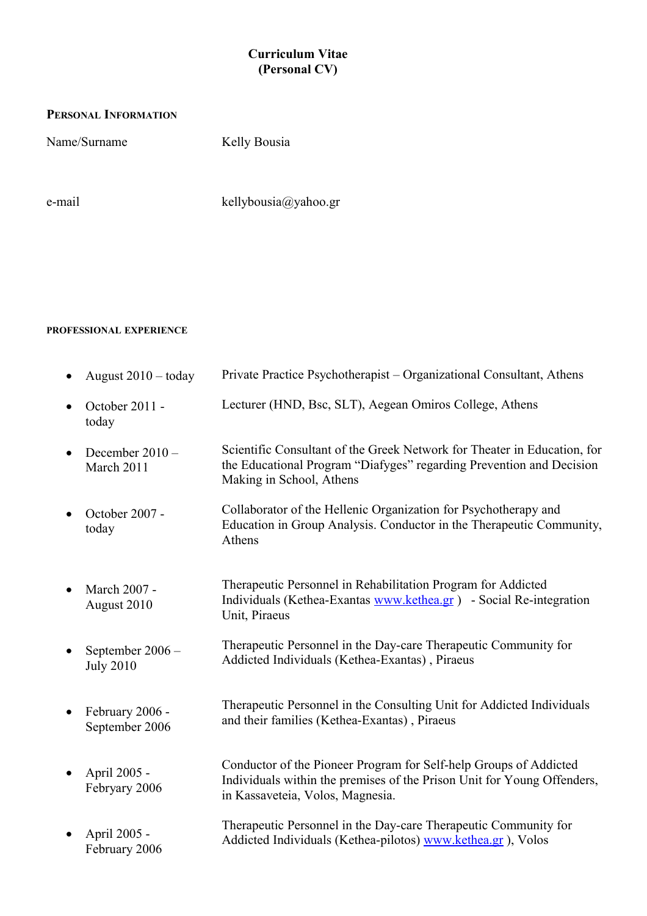# Curriculum Vitae
# (Personal CV)

## Personal Information

| | |
|---|---|
| Name/Surname | Kelly Bousia |
| e-mail | kellybousia@yahoo.gr |

## PROFESSIONAL EXPERIENCE

- **August 2010 – today**: Private Practice Psychotherapist – Organizational Consultant, Athens
- **October 2011 - today**: Lecturer (HND, Bsc, SLT), Aegean Omiros College, Athens
- **December 2010 – March 2011**: Scientific Consultant of the Greek Network for Theater in Education, for the Educational Program "Diafyges" regarding Prevention and Decision Making in School, Athens
- **October 2007 - today**: Collaborator of the Hellenic Organization for Psychotherapy and Education in Group Analysis. Conductor in the Therapeutic Community, Athens
- **March 2007 - August 2010**: Therapeutic Personnel in Rehabilitation Program for Addicted Individuals (Kethea-Exantas www.kethea.gr ) - Social Re-integration Unit, Piraeus
- **September 2006 – July 2010**: Therapeutic Personnel in the Day-care Therapeutic Community for Addicted Individuals (Kethea-Exantas) , Piraeus
- **February 2006 - September 2006**: Therapeutic Personnel in the Consulting Unit for Addicted Individuals and their families (Kethea-Exantas) , Piraeus
- **April 2005 - Febryary 2006**: Conductor of the Pioneer Program for Self-help Groups of Addicted Individuals within the premises of the Prison Unit for Young Offenders, in Kassaveteia, Volos, Magnesia.
- **April 2005 - February 2006**: Therapeutic Personnel in the Day-care Therapeutic Community for Addicted Individuals (Kethea-pilotos) www.kethea.gr ), Volos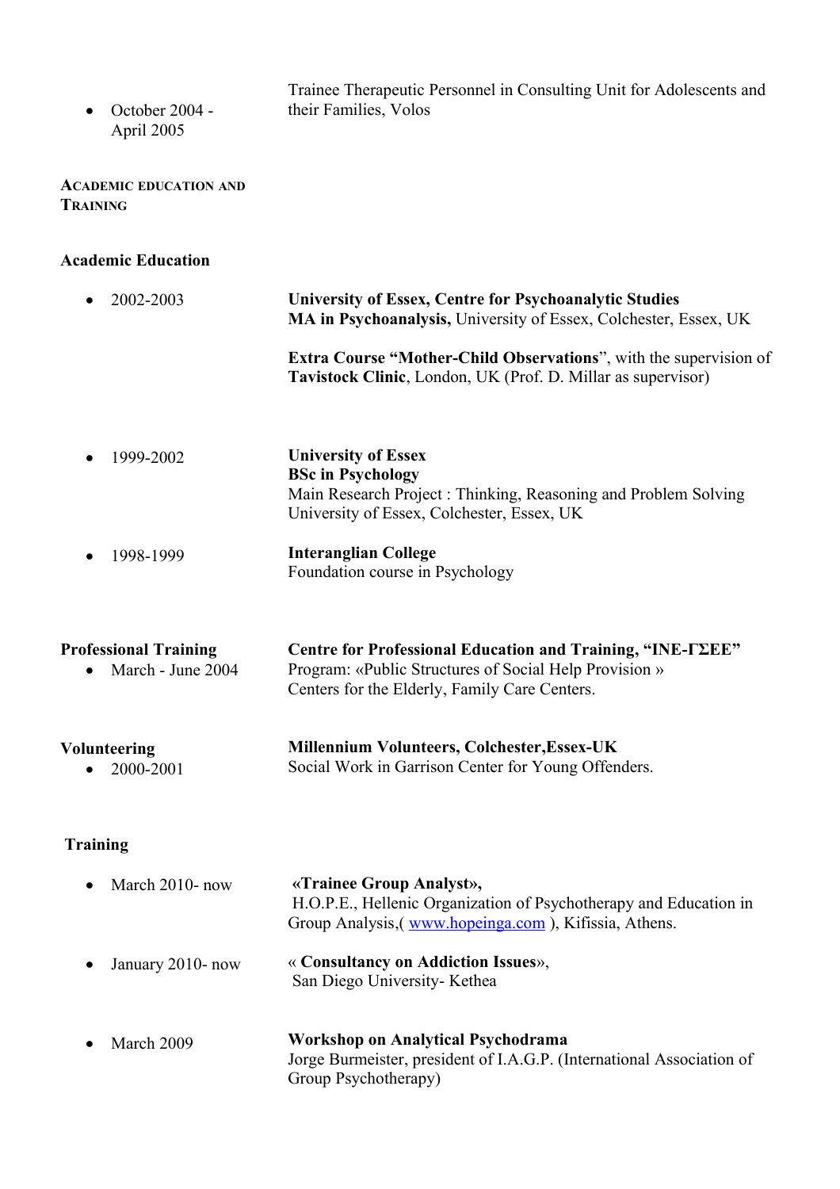- October 2004 - April 2005 — Trainee Therapeutic Personnel in Consulting Unit for Adolescents and their Families, Volos

## Academic Education and Training

### Academic Education

- 2002-2003 — **University of Essex, Centre for Psychoanalytic Studies**
  **MA in Psychoanalysis,** University of Essex, Colchester, Essex, UK

  **Extra Course "Mother-Child Observations"**, with the supervision of **Tavistock Clinic**, London, UK (Prof. D. Millar as supervisor)

- 1999-2002 — **University of Essex**
  **BSc in Psychology**
  Main Research Project : Thinking, Reasoning and Problem Solving
  University of Essex, Colchester, Essex, UK

- 1998-1999 — **Interanglian College**
  Foundation course in Psychology

### Professional Training

- March - June 2004 — **Centre for Professional Education and Training, "INE-ΓΣΕΕ"**
  Program: «Public Structures of Social Help Provision »
  Centers for the Elderly, Family Care Centers.

### Volunteering

- 2000-2001 — **Millennium Volunteers, Colchester,Essex-UK**
  Social Work in Garrison Center for Young Offenders.

### Training

- March 2010- now — **«Trainee Group Analyst»,**
  H.O.P.E., Hellenic Organization of Psychotherapy and Education in Group Analysis,( www.hopeinga.com ), Kifissia, Athens.

- January 2010- now — « **Consultancy on Addiction Issues**»,
  San Diego University- Kethea

- March 2009 — **Workshop on Analytical Psychodrama**
  Jorge Burmeister, president of I.A.G.P. (International Association of Group Psychotherapy)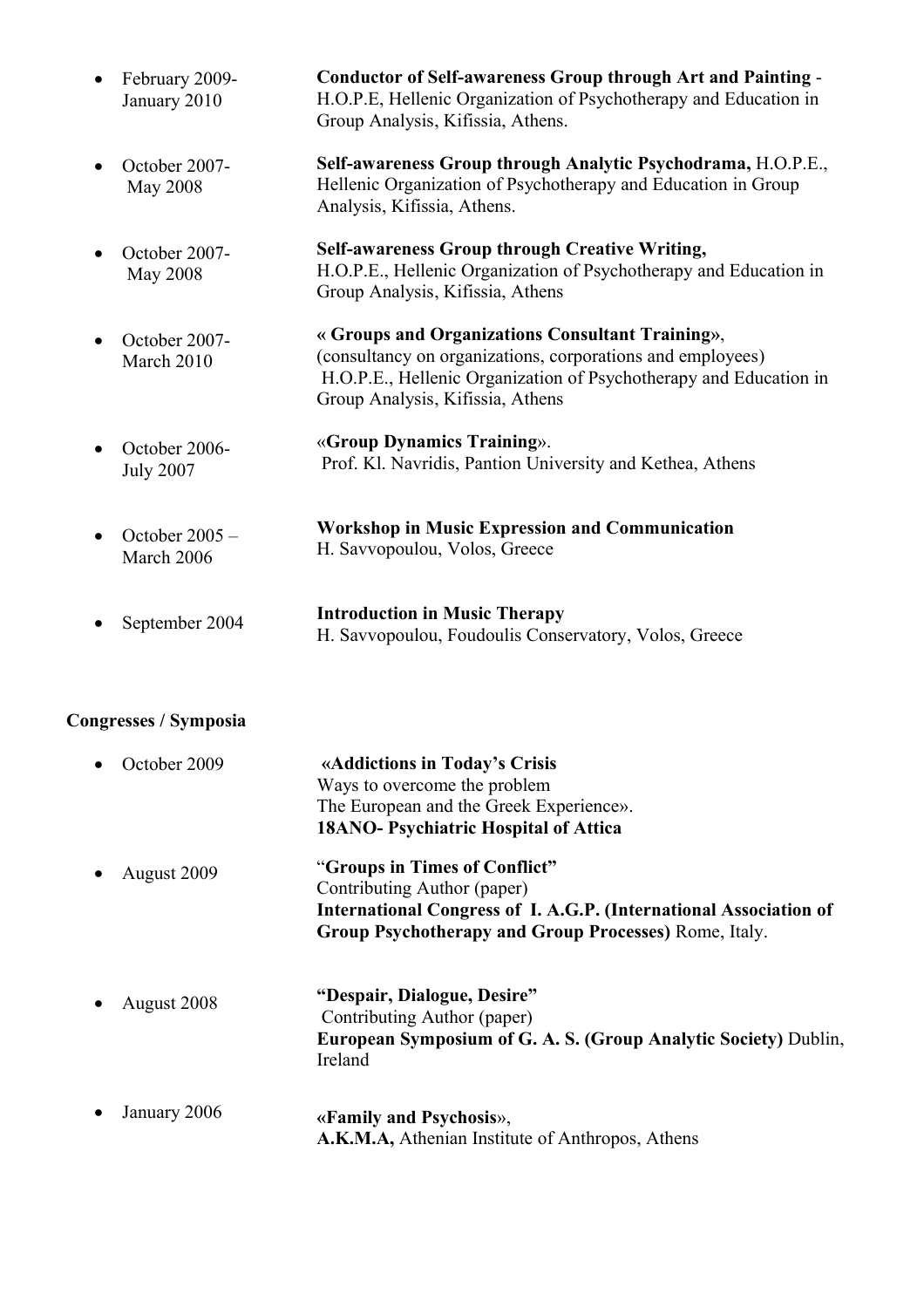- February 2009- January 2010 — **Conductor of Self-awareness Group through Art and Painting** - H.O.P.E, Hellenic Organization of Psychotherapy and Education in Group Analysis, Kifissia, Athens.

- October 2007- May 2008 — **Self-awareness Group through Analytic Psychodrama,** H.O.P.E., Hellenic Organization of Psychotherapy and Education in Group Analysis, Kifissia, Athens.

- October 2007- May 2008 — **Self-awareness Group through Creative Writing,** H.O.P.E., Hellenic Organization of Psychotherapy and Education in Group Analysis, Kifissia, Athens

- October 2007- March 2010 — **« Groups and Organizations Consultant Training»**, (consultancy on organizations, corporations and employees) H.O.P.E., Hellenic Organization of Psychotherapy and Education in Group Analysis, Kifissia, Athens

- October 2006- July 2007 — «**Group Dynamics Training**». Prof. Kl. Navridis, Pantion University and Kethea, Athens

- October 2005 – March 2006 — **Workshop in Music Expression and Communication** H. Savvopoulou, Volos, Greece

- September 2004 — **Introduction in Music Therapy** H. Savvopoulou, Foudoulis Conservatory, Volos, Greece

**Congresses / Symposia**

- October 2009 — **«Addictions in Today's Crisis** Ways to overcome the problem The European and the Greek Experience». **18ANO- Psychiatric Hospital of Attica**

- August 2009 — "**Groups in Times of Conflict"** Contributing Author (paper) **International Congress of I. A.G.P. (International Association of Group Psychotherapy and Group Processes)** Rome, Italy.

- August 2008 — **"Despair, Dialogue, Desire"** Contributing Author (paper) **European Symposium of G. A. S. (Group Analytic Society)** Dublin, Ireland

- January 2006 — **«Family and Psychosis»**, **A.K.M.A,** Athenian Institute of Anthropos, Athens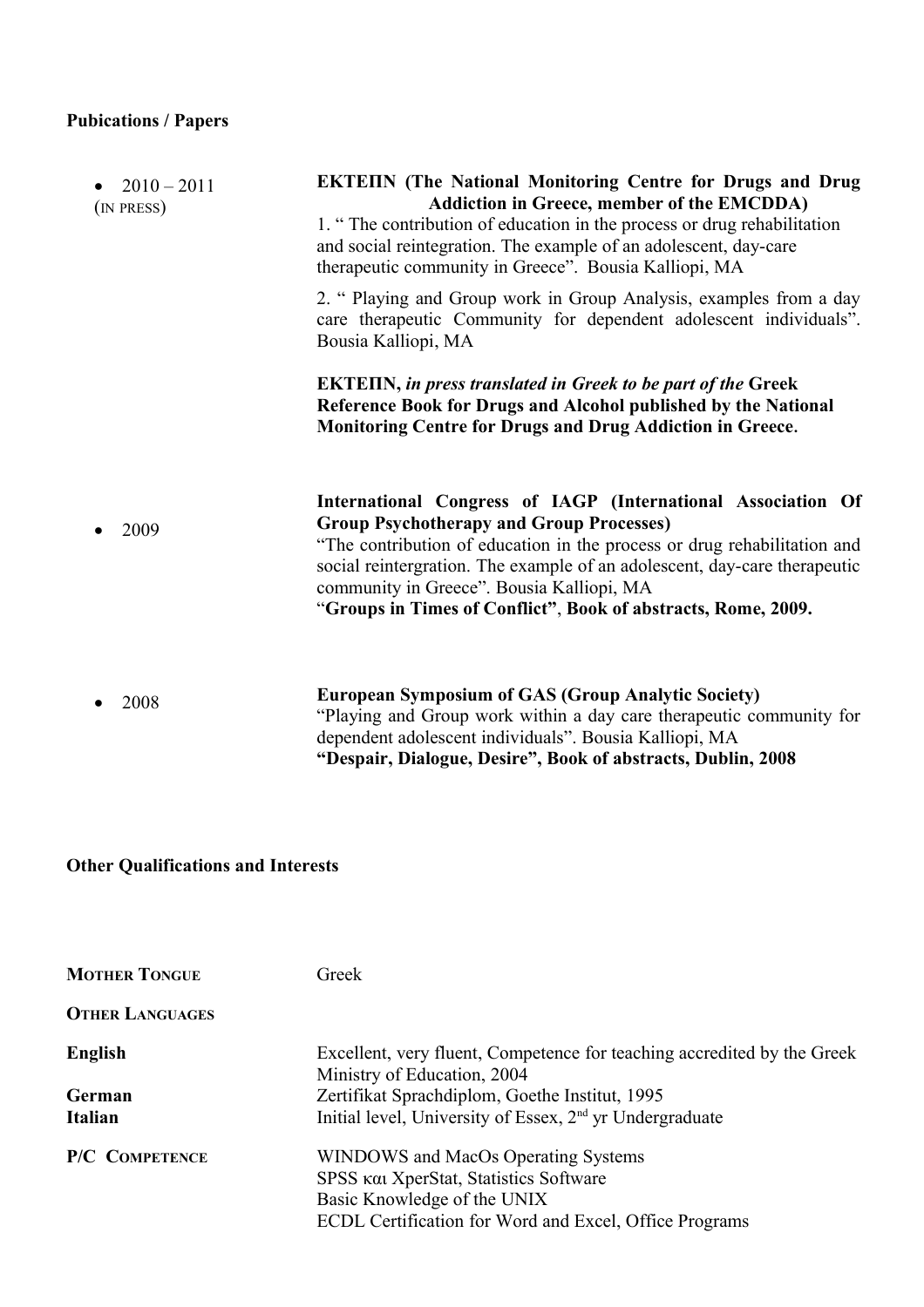**Pubications / Papers**

- 2010 – 2011 (IN PRESS)

  **ΕΚΤΕΠΝ (The National Monitoring Centre for Drugs and Drug Addiction in Greece, member of the EMCDDA)**

  1. " The contribution of education in the process or drug rehabilitation and social reintegration. The example of an adolescent, day-care therapeutic community in Greece". Bousia Kalliopi, MA

  2. " Playing and Group work in Group Analysis, examples from a day care therapeutic Community for dependent adolescent individuals". Bousia Kalliopi, MA

  **ΕΚΤΕΠΝ,** ***in press translated in Greek to be part of the*** **Greek Reference Book for Drugs and Alcohol published by the National Monitoring Centre for Drugs and Drug Addiction in Greece.**

- 2009

  **International Congress of IAGP (International Association Of Group Psychotherapy and Group Processes)**

  "The contribution of education in the process or drug rehabilitation and social reintergration. The example of an adolescent, day-care therapeutic community in Greece". Bousia Kalliopi, MA

  "**Groups in Times of Conflict"**, **Book of abstracts, Rome, 2009.**

- 2008

  **European Symposium of GAS (Group Analytic Society)**

  "Playing and Group work within a day care therapeutic community for dependent adolescent individuals". Bousia Kalliopi, MA

  **"Despair, Dialogue, Desire", Book of abstracts, Dublin, 2008**

**Other Qualifications and Interests**

**MOTHER TONGUE** Greek

**OTHER LANGUAGES**

| | |
|---|---|
| **English** | Excellent, very fluent, Competence for teaching accredited by the Greek Ministry of Education, 2004 |
| **German** | Zertifikat Sprachdiplom, Goethe Institut, 1995 |
| **Italian** | Initial level, University of Essex, 2nd yr Undergraduate |

**P/C COMPETENCE**

WINDOWS and MacOs Operating Systems
SPSS και XperStat, Statistics Software
Basic Knowledge of the UNIX
ECDL Certification for Word and Excel, Office Programs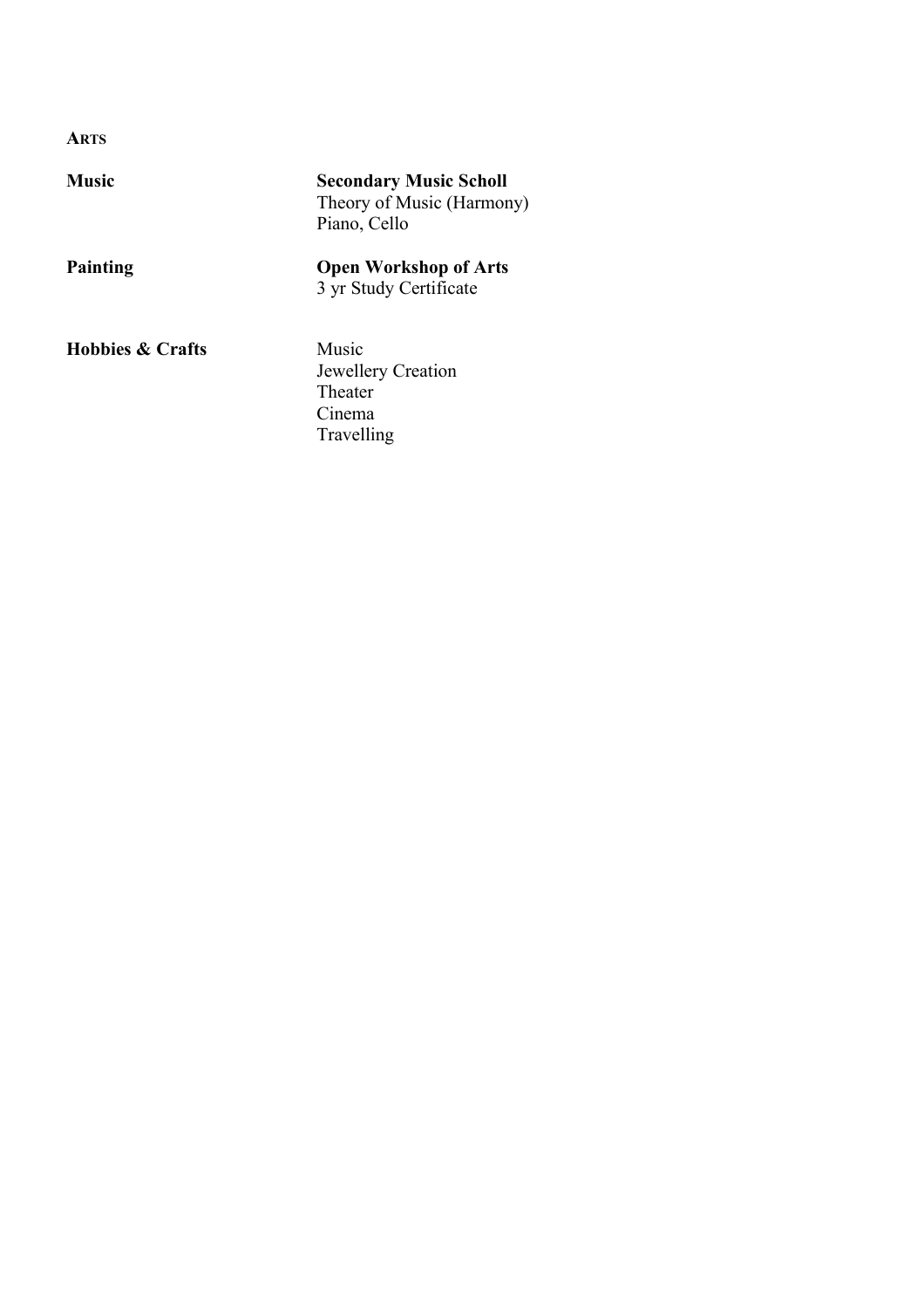**ARTS**

| | |
|---|---|
| **Music** | **Secondary Music Scholl**<br>Theory of Music (Harmony)<br>Piano, Cello |
| **Painting** | **Open Workshop of Arts**<br>3 yr Study Certificate |
| **Hobbies & Crafts** | Music<br>Jewellery Creation<br>Theater<br>Cinema<br>Travelling |